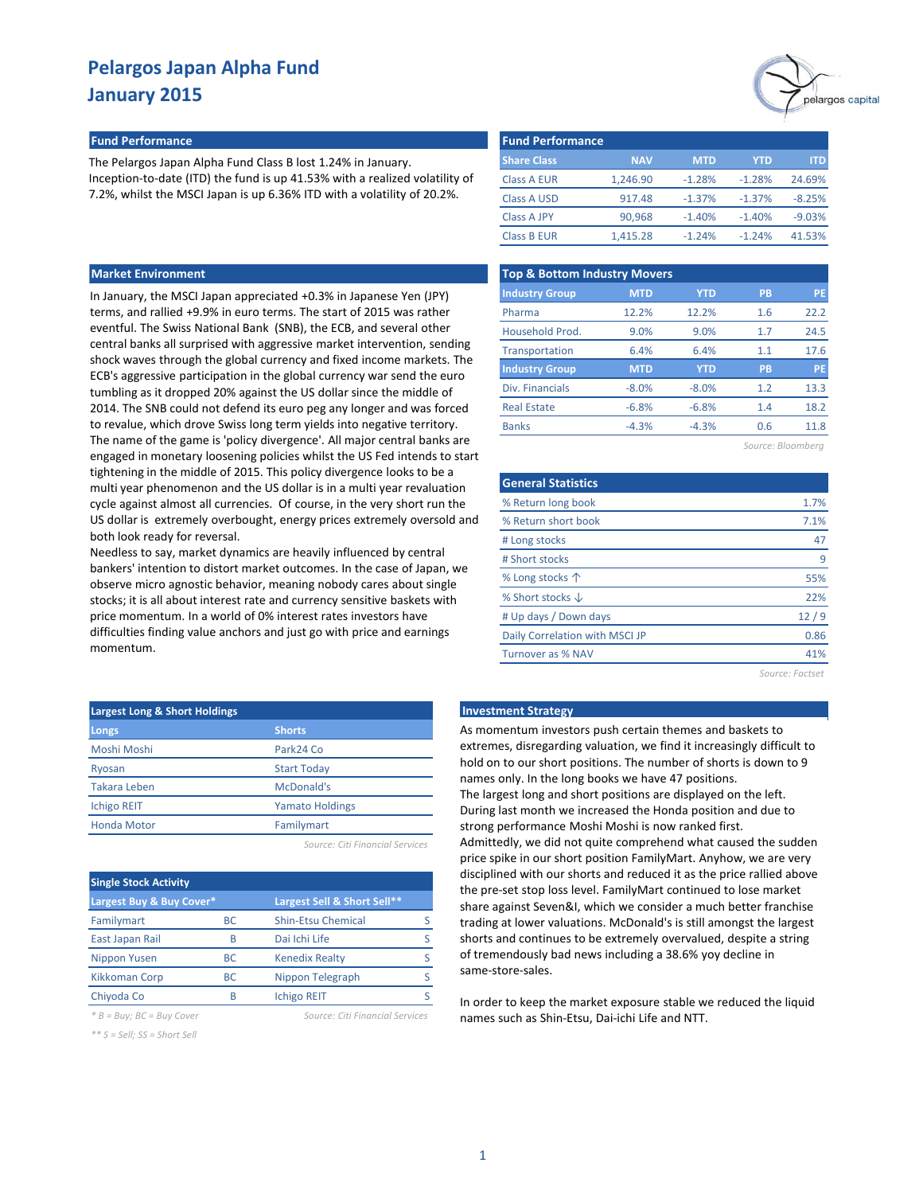# Pelargos Japan Alpha Fund
## January 2015

### Fund Performance

The Pelargos Japan Alpha Fund Class B lost 1.24% in January. Inception-to-date (ITD) the fund is up 41.53% with a realized volatility of 7.2%, whilst the MSCI Japan is up 6.36% ITD with a volatility of 20.2%.

| Share Class | NAV | MTD | YTD | ITD |
|---|---|---|---|---|
| Class A EUR | 1,246.90 | -1.28% | -1.28% | 24.69% |
| Class A USD | 917.48 | -1.37% | -1.37% | -8.25% |
| Class A JPY | 90,968 | -1.40% | -1.40% | -9.03% |
| Class B EUR | 1,415.28 | -1.24% | -1.24% | 41.53% |

### Market Environment

In January, the MSCI Japan appreciated +0.3% in Japanese Yen (JPY) terms, and rallied +9.9% in euro terms. The start of 2015 was rather eventful. The Swiss National Bank (SNB), the ECB, and several other central banks all surprised with aggressive market intervention, sending shock waves through the global currency and fixed income markets. The ECB's aggressive participation in the global currency war send the euro tumbling as it dropped 20% against the US dollar since the middle of 2014. The SNB could not defend its euro peg any longer and was forced to revalue, which drove Swiss long term yields into negative territory. The name of the game is 'policy divergence'. All major central banks are engaged in monetary loosening policies whilst the US Fed intends to start tightening in the middle of 2015. This policy divergence looks to be a multi year phenomenon and the US dollar is in a multi year revaluation cycle against almost all currencies. Of course, in the very short run the US dollar is extremely overbought, energy prices extremely oversold and both look ready for reversal.

Needless to say, market dynamics are heavily influenced by central bankers' intention to distort market outcomes. In the case of Japan, we observe micro agnostic behavior, meaning nobody cares about single stocks; it is all about interest rate and currency sensitive baskets with price momentum. In a world of 0% interest rates investors have difficulties finding value anchors and just go with price and earnings momentum.

### Top & Bottom Industry Movers

| Industry Group | MTD | YTD | PB | PE |
|---|---|---|---|---|
| Pharma | 12.2% | 12.2% | 1.6 | 22.2 |
| Household Prod. | 9.0% | 9.0% | 1.7 | 24.5 |
| Transportation | 6.4% | 6.4% | 1.1 | 17.6 |
| **Industry Group** | **MTD** | **YTD** | **PB** | **PE** |
| Div. Financials | -8.0% | -8.0% | 1.2 | 13.3 |
| Real Estate | -6.8% | -6.8% | 1.4 | 18.2 |
| Banks | -4.3% | -4.3% | 0.6 | 11.8 |

*Source: Bloomberg*

### General Statistics

| | |
|---|---|
| % Return long book | 1.7% |
| % Return short book | 7.1% |
| # Long stocks | 47 |
| # Short stocks | 9 |
| % Long stocks ↑ | 55% |
| % Short stocks ↓ | 22% |
| # Up days / Down days | 12 / 9 |
| Daily Correlation with MSCI JP | 0.86 |
| Turnover as % NAV | 41% |

*Source: Factset*

### Largest Long & Short Holdings

| Longs | Shorts |
|---|---|
| Moshi Moshi | Park24 Co |
| Ryosan | Start Today |
| Takara Leben | McDonald's |
| Ichigo REIT | Yamato Holdings |
| Honda Motor | Familymart |

*Source: Citi Financial Services*

### Single Stock Activity

| Largest Buy & Buy Cover* | | Largest Sell & Short Sell** | |
|---|---|---|---|
| Familymart | BC | Shin-Etsu Chemical | S |
| East Japan Rail | B | Dai Ichi Life | S |
| Nippon Yusen | BC | Kenedix Realty | S |
| Kikkoman Corp | BC | Nippon Telegraph | S |
| Chiyoda Co | B | Ichigo REIT | S |

*\* B = Buy; BC = Buy Cover*

*\*\* S = Sell; SS = Short Sell*

*Source: Citi Financial Services*

### Investment Strategy

As momentum investors push certain themes and baskets to extremes, disregarding valuation, we find it increasingly difficult to hold on to our short positions. The number of shorts is down to 9 names only. In the long books we have 47 positions.

The largest long and short positions are displayed on the left. During last month we increased the Honda position and due to strong performance Moshi Moshi is now ranked first.

Admittedly, we did not quite comprehend what caused the sudden price spike in our short position FamilyMart. Anyhow, we are very disciplined with our shorts and reduced it as the price rallied above the pre-set stop loss level. FamilyMart continued to lose market share against Seven&I, which we consider a much better franchise trading at lower valuations. McDonald's is still amongst the largest shorts and continues to be extremely overvalued, despite a string of tremendously bad news including a 38.6% yoy decline in same-store-sales.

In order to keep the market exposure stable we reduced the liquid names such as Shin-Etsu, Dai-ichi Life and NTT.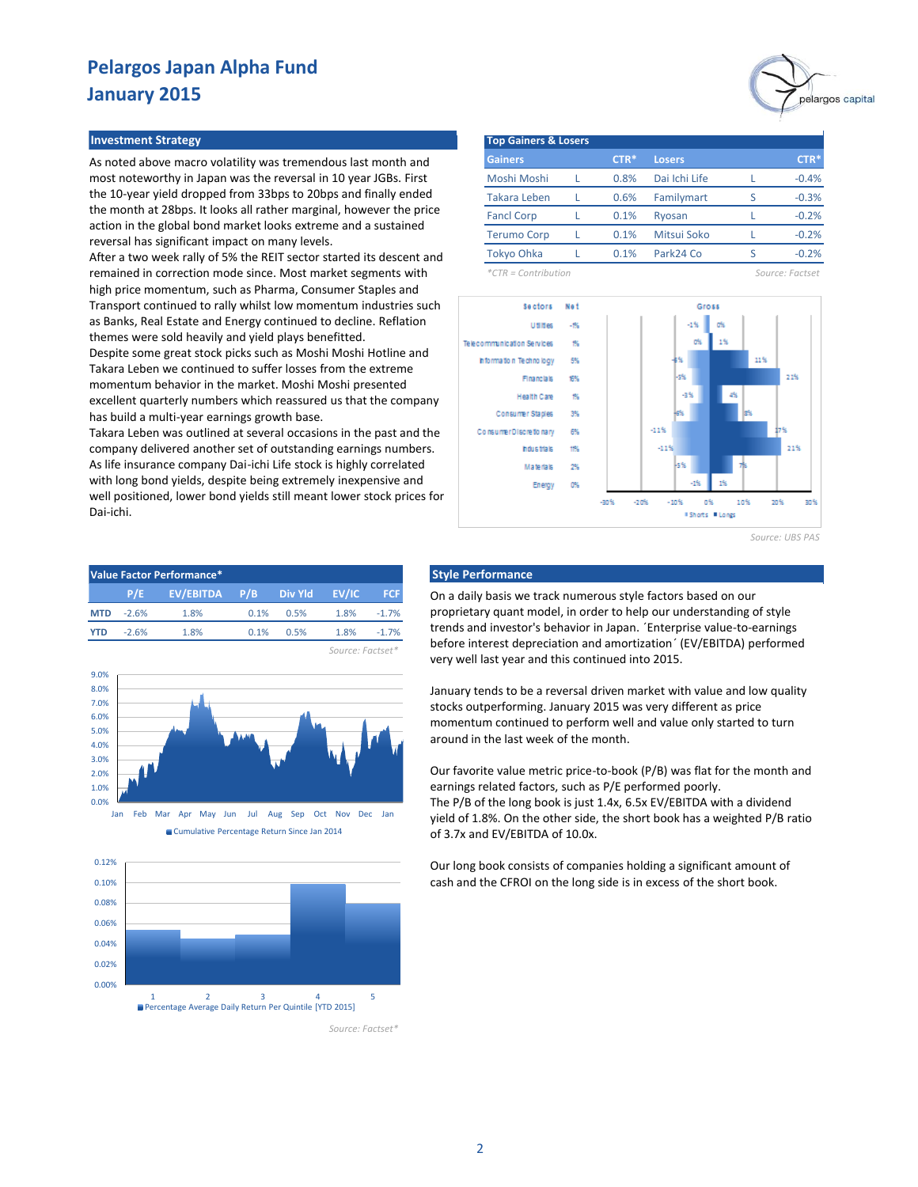# Pelargos Japan Alpha Fund
## January 2015

### Investment Strategy

As noted above macro volatility was tremendous last month and most noteworthy in Japan was the reversal in 10 year JGBs. First the 10-year yield dropped from 33bps to 20bps and finally ended the month at 28bps. It looks all rather marginal, however the price action in the global bond market looks extreme and a sustained reversal has significant impact on many levels.
After a two week rally of 5% the REIT sector started its descent and remained in correction mode since. Most market segments with high price momentum, such as Pharma, Consumer Staples and Transport continued to rally whilst low momentum industries such as Banks, Real Estate and Energy continued to decline. Reflation themes were sold heavily and yield plays benefitted.
Despite some great stock picks such as Moshi Moshi Hotline and Takara Leben we continued to suffer losses from the extreme momentum behavior in the market. Moshi Moshi presented excellent quarterly numbers which reassured us that the company has build a multi-year earnings growth base.
Takara Leben was outlined at several occasions in the past and the company delivered another set of outstanding earnings numbers.
As life insurance company Dai-ichi Life stock is highly correlated with long bond yields, despite being extremely inexpensive and well positioned, lower bond yields still meant lower stock prices for Dai-ichi.

### Top Gainers & Losers

| Gainers | | CTR* | Losers | | CTR* |
|---|---|---|---|---|---|
| Moshi Moshi | L | 0.8% | Dai Ichi Life | L | -0.4% |
| Takara Leben | L | 0.6% | Familymart | S | -0.3% |
| Fancl Corp | L | 0.1% | Ryosan | L | -0.2% |
| Terumo Corp | L | 0.1% | Mitsui Soko | L | -0.2% |
| Tokyo Ohka | L | 0.1% | Park24 Co | S | -0.2% |

*CTR = Contribution

Source: Factset

| Sectors | Net | Gross Shorts | Gross Longs |
|---|---|---|---|
| Utilities | -1% | -1% | 0% |
| Telecommunication Services | 1% | 0% | 1% |
| Information Technology | 5% | -6% | 11% |
| Financials | 16% | -5% | 21% |
| Health Care | 1% | -3% | 4% |
| Consumer Staples | 3% | -6% | 8% |
| Consumer Discretionary | 6% | -11% | 17% |
| Industrials | 11% | -11% | 21% |
| Materials | 2% | -5% | 7% |
| Energy | 0% | -1% | 1% |

Source: UBS PAS

### Value Factor Performance*

| | P/E | EV/EBITDA | P/B | Div Yld | EV/IC | FCF |
|---|---|---|---|---|---|---|
| MTD | -2.6% | 1.8% | 0.1% | 0.5% | 1.8% | -1.7% |
| YTD | -2.6% | 1.8% | 0.1% | 0.5% | 1.8% | -1.7% |

Source: Factset*

Cumulative Percentage Return Since Jan 2014

Percentage Average Daily Return Per Quintile [YTD 2015]

Source: Factset*

### Style Performance

On a daily basis we track numerous style factors based on our proprietary quant model, in order to help our understanding of style trends and investor's behavior in Japan. ´Enterprise value-to-earnings before interest depreciation and amortization´ (EV/EBITDA) performed very well last year and this continued into 2015.

January tends to be a reversal driven market with value and low quality stocks outperforming. January 2015 was very different as price momentum continued to perform well and value only started to turn around in the last week of the month.

Our favorite value metric price-to-book (P/B) was flat for the month and earnings related factors, such as P/E performed poorly.
The P/B of the long book is just 1.4x, 6.5x EV/EBITDA with a dividend yield of 1.8%. On the other side, the short book has a weighted P/B ratio of 3.7x and EV/EBITDA of 10.0x.

Our long book consists of companies holding a significant amount of cash and the CFROI on the long side is in excess of the short book.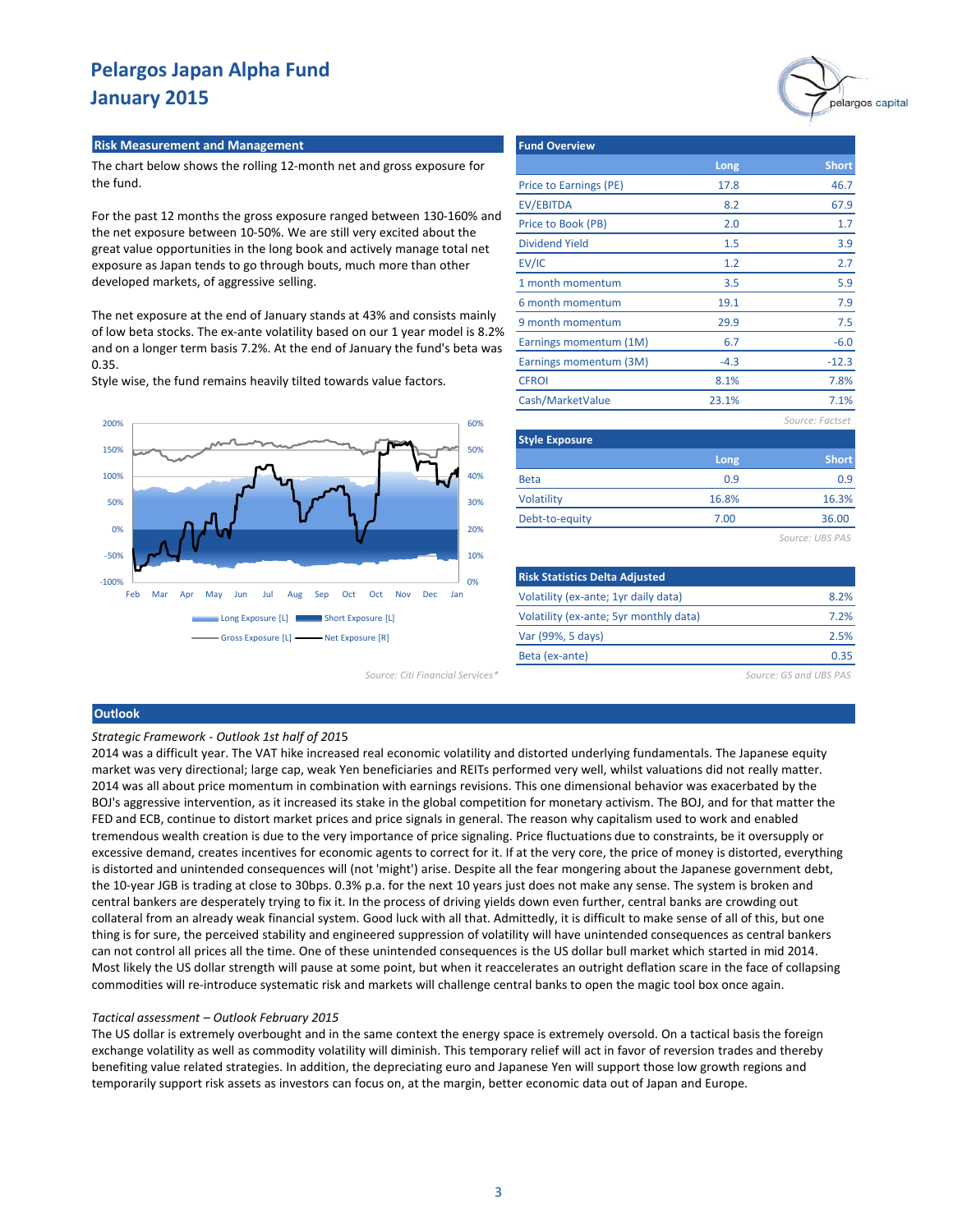# Pelargos Japan Alpha Fund
## January 2015

### Risk Measurement and Management

The chart below shows the rolling 12-month net and gross exposure for the fund.

For the past 12 months the gross exposure ranged between 130-160% and the net exposure between 10-50%. We are still very excited about the great value opportunities in the long book and actively manage total net exposure as Japan tends to go through bouts, much more than other developed markets, of aggressive selling.

The net exposure at the end of January stands at 43% and consists mainly of low beta stocks. The ex-ante volatility based on our 1 year model is 8.2% and on a longer term basis 7.2%. At the end of January the fund's beta was 0.35.
Style wise, the fund remains heavily tilted towards value factors.

Long Exposure [L] | Short Exposure [L] | Gross Exposure [L] | Net Exposure [R]

Source: Citi Financial Services*

### Fund Overview

| | Long | Short |
|---|---|---|
| Price to Earnings (PE) | 17.8 | 46.7 |
| EV/EBITDA | 8.2 | 67.9 |
| Price to Book (PB) | 2.0 | 1.7 |
| Dividend Yield | 1.5 | 3.9 |
| EV/IC | 1.2 | 2.7 |
| 1 month momentum | 3.5 | 5.9 |
| 6 month momentum | 19.1 | 7.9 |
| 9 month momentum | 29.9 | 7.5 |
| Earnings momentum (1M) | 6.7 | -6.0 |
| Earnings momentum (3M) | -4.3 | -12.3 |
| CFROI | 8.1% | 7.8% |
| Cash/MarketValue | 23.1% | 7.1% |

*Source: Factset*

### Style Exposure

| | Long | Short |
|---|---|---|
| Beta | 0.9 | 0.9 |
| Volatility | 16.8% | 16.3% |
| Debt-to-equity | 7.00 | 36.00 |

*Source: UBS PAS*

### Risk Statistics Delta Adjusted

| | |
|---|---|
| Volatility (ex-ante; 1yr daily data) | 8.2% |
| Volatility (ex-ante; 5yr monthly data) | 7.2% |
| Var (99%, 5 days) | 2.5% |
| Beta (ex-ante) | 0.35 |

*Source: GS and UBS PAS*

### Outlook

*Strategic Framework - Outlook 1st half of 201*5

2014 was a difficult year. The VAT hike increased real economic volatility and distorted underlying fundamentals. The Japanese equity market was very directional; large cap, weak Yen beneficiaries and REITs performed very well, whilst valuations did not really matter. 2014 was all about price momentum in combination with earnings revisions. This one dimensional behavior was exacerbated by the BOJ's aggressive intervention, as it increased its stake in the global competition for monetary activism. The BOJ, and for that matter the FED and ECB, continue to distort market prices and price signals in general. The reason why capitalism used to work and enabled tremendous wealth creation is due to the very importance of price signaling. Price fluctuations due to constraints, be it oversupply or excessive demand, creates incentives for economic agents to correct for it. If at the very core, the price of money is distorted, everything is distorted and unintended consequences will (not 'might') arise. Despite all the fear mongering about the Japanese government debt, the 10-year JGB is trading at close to 30bps. 0.3% p.a. for the next 10 years just does not make any sense. The system is broken and central bankers are desperately trying to fix it. In the process of driving yields down even further, central banks are crowding out collateral from an already weak financial system. Good luck with all that. Admittedly, it is difficult to make sense of all of this, but one thing is for sure, the perceived stability and engineered suppression of volatility will have unintended consequences as central bankers can not control all prices all the time. One of these unintended consequences is the US dollar bull market which started in mid 2014. Most likely the US dollar strength will pause at some point, but when it reaccelerates an outright deflation scare in the face of collapsing commodities will re-introduce systematic risk and markets will challenge central banks to open the magic tool box once again.

*Tactical assessment – Outlook February 2015*

The US dollar is extremely overbought and in the same context the energy space is extremely oversold. On a tactical basis the foreign exchange volatility as well as commodity volatility will diminish. This temporary relief will act in favor of reversion trades and thereby benefiting value related strategies. In addition, the depreciating euro and Japanese Yen will support those low growth regions and temporarily support risk assets as investors can focus on, at the margin, better economic data out of Japan and Europe.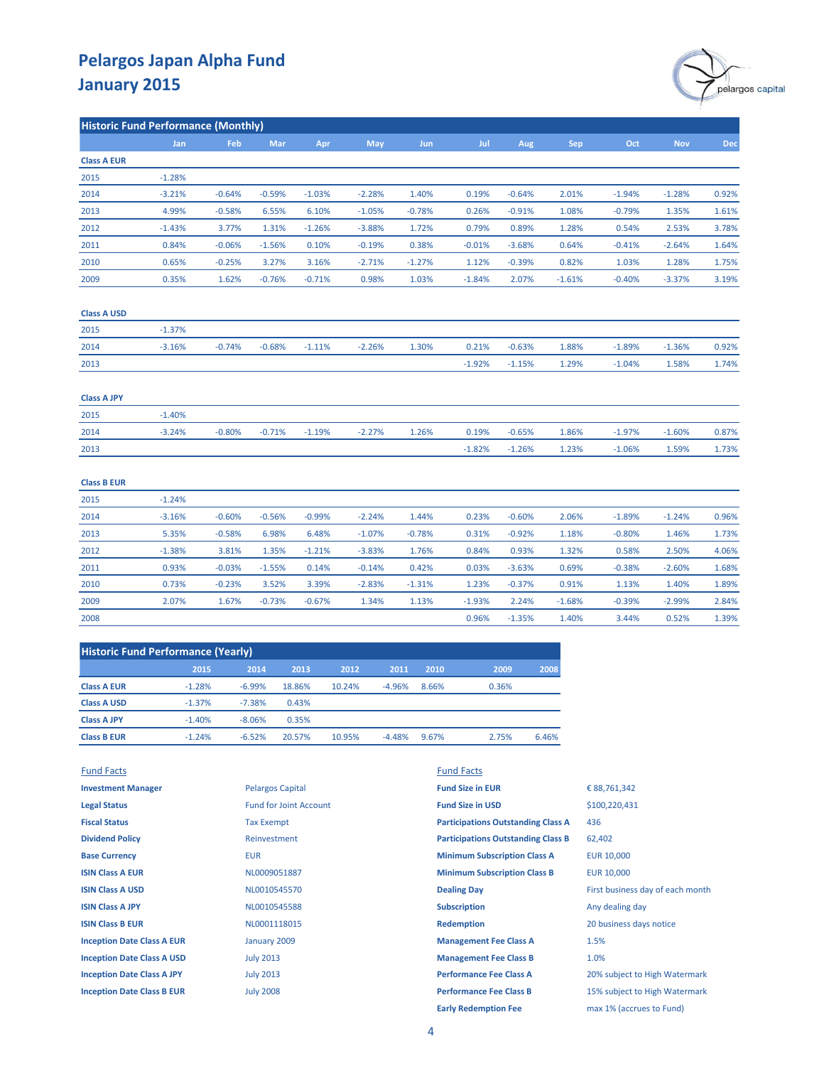# Pelargos Japan Alpha Fund
## January 2015

pelargos capital

**Historic Fund Performance (Monthly)**

| | Jan | Feb | Mar | Apr | May | Jun | Jul | Aug | Sep | Oct | Nov | Dec |
|---|---|---|---|---|---|---|---|---|---|---|---|---|
| **Class A EUR** | | | | | | | | | | | | |
| 2015 | -1.28% | | | | | | | | | | | |
| 2014 | -3.21% | -0.64% | -0.59% | -1.03% | -2.28% | 1.40% | 0.19% | -0.64% | 2.01% | -1.94% | -1.28% | 0.92% |
| 2013 | 4.99% | -0.58% | 6.55% | 6.10% | -1.05% | -0.78% | 0.26% | -0.91% | 1.08% | -0.79% | 1.35% | 1.61% |
| 2012 | -1.43% | 3.77% | 1.31% | -1.26% | -3.88% | 1.72% | 0.79% | 0.89% | 1.28% | 0.54% | 2.53% | 3.78% |
| 2011 | 0.84% | -0.06% | -1.56% | 0.10% | -0.19% | 0.38% | -0.01% | -3.68% | 0.64% | -0.41% | -2.64% | 1.64% |
| 2010 | 0.65% | -0.25% | 3.27% | 3.16% | -2.71% | -1.27% | 1.12% | -0.39% | 0.82% | 1.03% | 1.28% | 1.75% |
| 2009 | 0.35% | 1.62% | -0.76% | -0.71% | 0.98% | 1.03% | -1.84% | 2.07% | -1.61% | -0.40% | -3.37% | 3.19% |
| **Class A USD** | | | | | | | | | | | | |
| 2015 | -1.37% | | | | | | | | | | | |
| 2014 | -3.16% | -0.74% | -0.68% | -1.11% | -2.26% | 1.30% | 0.21% | -0.63% | 1.88% | -1.89% | -1.36% | 0.92% |
| 2013 | | | | | | | -1.92% | -1.15% | 1.29% | -1.04% | 1.58% | 1.74% |
| **Class A JPY** | | | | | | | | | | | | |
| 2015 | -1.40% | | | | | | | | | | | |
| 2014 | -3.24% | -0.80% | -0.71% | -1.19% | -2.27% | 1.26% | 0.19% | -0.65% | 1.86% | -1.97% | -1.60% | 0.87% |
| 2013 | | | | | | | -1.82% | -1.26% | 1.23% | -1.06% | 1.59% | 1.73% |
| **Class B EUR** | | | | | | | | | | | | |
| 2015 | -1.24% | | | | | | | | | | | |
| 2014 | -3.16% | -0.60% | -0.56% | -0.99% | -2.24% | 1.44% | 0.23% | -0.60% | 2.06% | -1.89% | -1.24% | 0.96% |
| 2013 | 5.35% | -0.58% | 6.98% | 6.48% | -1.07% | -0.78% | 0.31% | -0.92% | 1.18% | -0.80% | 1.46% | 1.73% |
| 2012 | -1.38% | 3.81% | 1.35% | -1.21% | -3.83% | 1.76% | 0.84% | 0.93% | 1.32% | 0.58% | 2.50% | 4.06% |
| 2011 | 0.93% | -0.03% | -1.55% | 0.14% | -0.14% | 0.42% | 0.03% | -3.63% | 0.69% | -0.38% | -2.60% | 1.68% |
| 2010 | 0.73% | -0.23% | 3.52% | 3.39% | -2.83% | -1.31% | 1.23% | -0.37% | 0.91% | 1.13% | 1.40% | 1.89% |
| 2009 | 2.07% | 1.67% | -0.73% | -0.67% | 1.34% | 1.13% | -1.93% | 2.24% | -1.68% | -0.39% | -2.99% | 2.84% |
| 2008 | | | | | | | 0.96% | -1.35% | 1.40% | 3.44% | 0.52% | 1.39% |

**Historic Fund Performance (Yearly)**

| | 2015 | 2014 | 2013 | 2012 | 2011 | 2010 | 2009 | 2008 |
|---|---|---|---|---|---|---|---|---|
| **Class A EUR** | -1.28% | -6.99% | 18.86% | 10.24% | -4.96% | 8.66% | 0.36% | |
| **Class A USD** | -1.37% | -7.38% | 0.43% | | | | | |
| **Class A JPY** | -1.40% | -8.06% | 0.35% | | | | | |
| **Class B EUR** | -1.24% | -6.52% | 20.57% | 10.95% | -4.48% | 9.67% | 2.75% | 6.46% |

**Fund Facts**

| | |
|---|---|
| **Investment Manager** | Pelargos Capital |
| **Legal Status** | Fund for Joint Account |
| **Fiscal Status** | Tax Exempt |
| **Dividend Policy** | Reinvestment |
| **Base Currency** | EUR |
| **ISIN Class A EUR** | NL0009051887 |
| **ISIN Class A USD** | NL0010545570 |
| **ISIN Class A JPY** | NL0010545588 |
| **ISIN Class B EUR** | NL0001118015 |
| **Inception Date Class A EUR** | January 2009 |
| **Inception Date Class A USD** | July 2013 |
| **Inception Date Class A JPY** | July 2013 |
| **Inception Date Class B EUR** | July 2008 |

**Fund Facts**

| | |
|---|---|
| **Fund Size in EUR** | € 88,761,342 |
| **Fund Size in USD** | $100,220,431 |
| **Participations Outstanding Class A** | 436 |
| **Participations Outstanding Class B** | 62,402 |
| **Minimum Subscription Class A** | EUR 10,000 |
| **Minimum Subscription Class B** | EUR 10,000 |
| **Dealing Day** | First business day of each month |
| **Subscription** | Any dealing day |
| **Redemption** | 20 business days notice |
| **Management Fee Class A** | 1.5% |
| **Management Fee Class B** | 1.0% |
| **Performance Fee Class A** | 20% subject to High Watermark |
| **Performance Fee Class B** | 15% subject to High Watermark |
| **Early Redemption Fee** | max 1% (accrues to Fund) |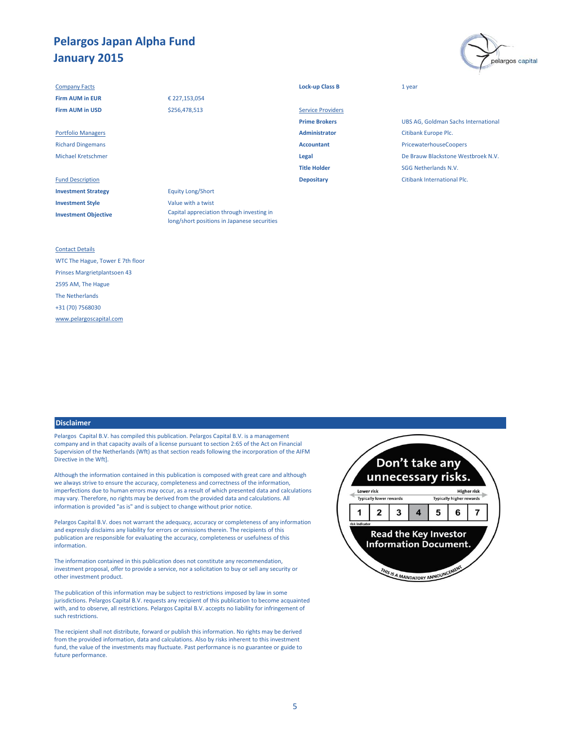# Pelargos Japan Alpha Fund
# January 2015

**Company Facts**

| | |
|---|---|
| **Firm AUM in EUR** | € 227,153,054 |
| **Firm AUM in USD** | $256,478,513 |

**Portfolio Managers**

Richard Dingemans

Michael Kretschmer

**Fund Description**

| | |
|---|---|
| **Investment Strategy** | Equity Long/Short |
| **Investment Style** | Value with a twist |
| **Investment Objective** | Capital appreciation through investing in long/short positions in Japanese securities |

| | |
|---|---|
| **Lock-up Class B** | 1 year |

**Service Providers**

| | |
|---|---|
| **Prime Brokers** | UBS AG, Goldman Sachs International |
| **Administrator** | Citibank Europe Plc. |
| **Accountant** | PricewaterhouseCoopers |
| **Legal** | De Brauw Blackstone Westbroek N.V. |
| **Title Holder** | SGG Netherlands N.V. |
| **Depositary** | Citibank International Plc. |

**Contact Details**

WTC The Hague, Tower E 7th floor

Prinses Margrietplantsoen 43

2595 AM, The Hague

The Netherlands

+31 (70) 7568030

www.pelargoscapital.com

## Disclaimer

Pelargos Capital B.V. has compiled this publication. Pelargos Capital B.V. is a management company and in that capacity avails of a license pursuant to section 2:65 of the Act on Financial Supervision of the Netherlands (Wft) as that section reads following the incorporation of the AIFM Directive in the Wft].

Although the information contained in this publication is composed with great care and although we always strive to ensure the accuracy, completeness and correctness of the information, imperfections due to human errors may occur, as a result of which presented data and calculations may vary. Therefore, no rights may be derived from the provided data and calculations. All information is provided "as is" and is subject to change without prior notice.

Pelargos Capital B.V. does not warrant the adequacy, accuracy or completeness of any information and expressly disclaims any liability for errors or omissions therein. The recipients of this publication are responsible for evaluating the accuracy, completeness or usefulness of this information.

The information contained in this publication does not constitute any recommendation, investment proposal, offer to provide a service, nor a solicitation to buy or sell any security or other investment product.

The publication of this information may be subject to restrictions imposed by law in some jurisdictions. Pelargos Capital B.V. requests any recipient of this publication to become acquainted with, and to observe, all restrictions. Pelargos Capital B.V. accepts no liability for infringement of such restrictions.

The recipient shall not distribute, forward or publish this information. No rights may be derived from the provided information, data and calculations. Also by risks inherent to this investment fund, the value of the investments may fluctuate. Past performance is no guarantee or guide to future performance.

**Don't take any unnecessary risks.**

| Lower risk – Typically lower rewards | | | | | | Higher risk – Typically higher rewards |
|---|---|---|---|---|---|---|
| 1 | 2 | 3 | **4** | 5 | 6 | 7 |

risk indicator

**Read the Key Investor Information Document.**

THIS IS A MANDATORY ANNOUNCEMENT